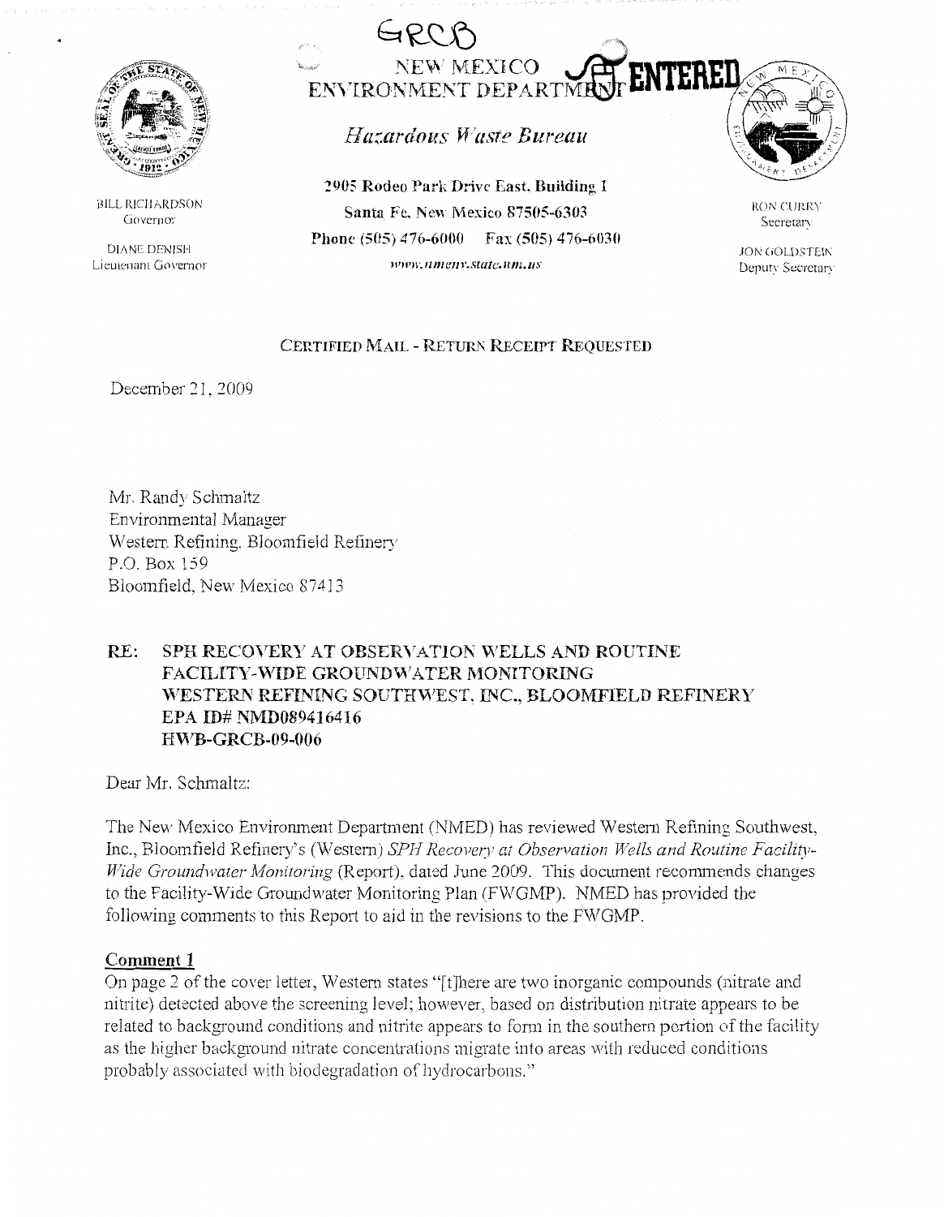GRCB

# NEW MEXICO ENVIRONMENT DEPARTMENT

ENTERED

## *Hazardous Waste Bureau*

BILL RICHARDSON
Governor

DIANE DENISH
Lieutenant Governor

**2905 Rodeo Park Drive East, Building 1**
**Santa Fe, New Mexico 87505-6303**
**Phone (505) 476-6000 Fax (505) 476-6030**
*www.nmenv.state.nm.us*

RON CURRY
Secretary

JON GOLDSTEIN
Deputy Secretary

CERTIFIED MAIL - RETURN RECEIPT REQUESTED

December 21, 2009

Mr. Randy Schmaltz
Environmental Manager
Western Refining, Bloomfield Refinery
P.O. Box 159
Bloomfield, New Mexico 87413

**RE: SPH RECOVERY AT OBSERVATION WELLS AND ROUTINE FACILITY-WIDE GROUNDWATER MONITORING**
**WESTERN REFINING SOUTHWEST, INC., BLOOMFIELD REFINERY**
**EPA ID# NMD089416416**
**HWB-GRCB-09-006**

Dear Mr. Schmaltz:

The New Mexico Environment Department (NMED) has reviewed Western Refining Southwest, Inc., Bloomfield Refinery's (Western) *SPH Recovery at Observation Wells and Routine Facility-Wide Groundwater Monitoring* (Report), dated June 2009. This document recommends changes to the Facility-Wide Groundwater Monitoring Plan (FWGMP). NMED has provided the following comments to this Report to aid in the revisions to the FWGMP.

**Comment 1**

On page 2 of the cover letter, Western states "[t]here are two inorganic compounds (nitrate and nitrite) detected above the screening level; however, based on distribution nitrate appears to be related to background conditions and nitrite appears to form in the southern portion of the facility as the higher background nitrate concentrations migrate into areas with reduced conditions probably associated with biodegradation of hydrocarbons."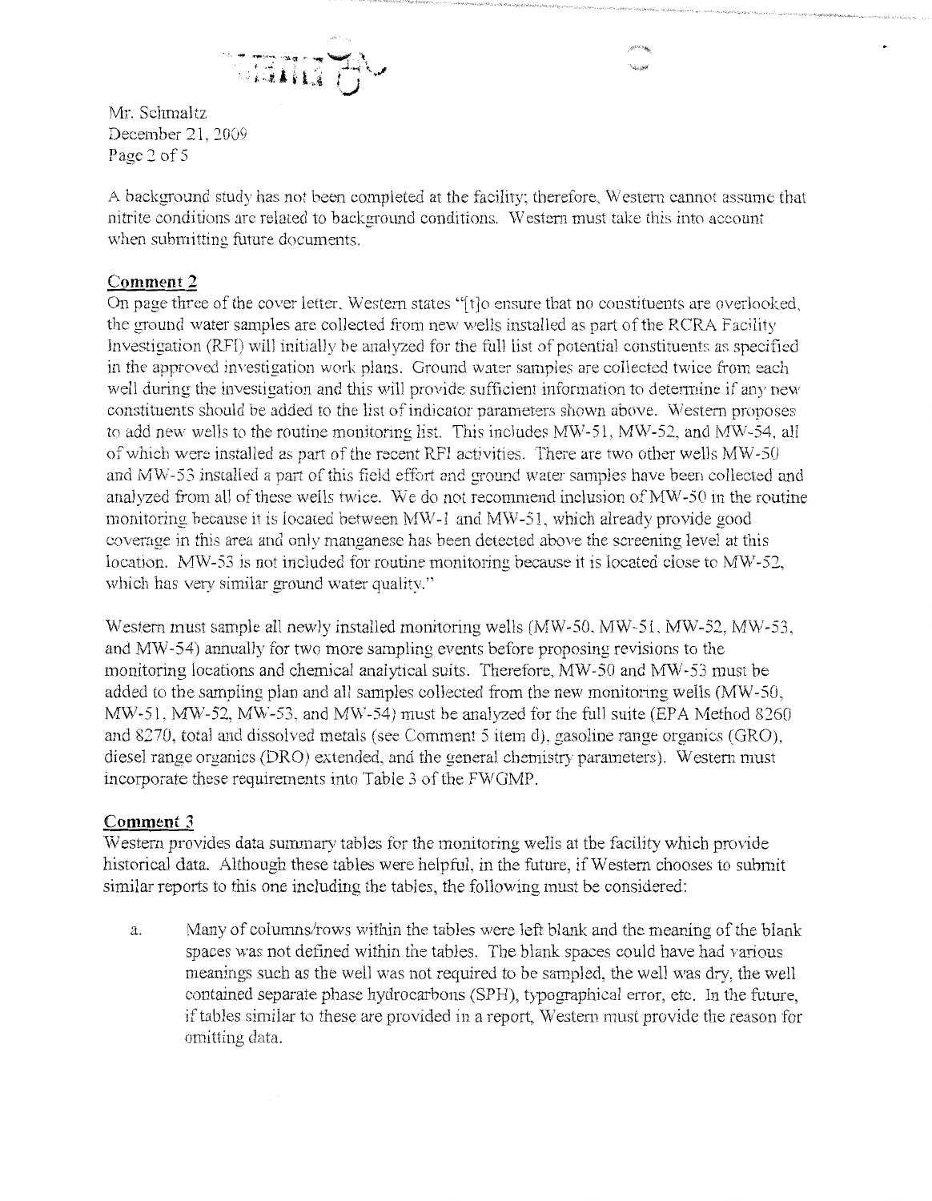A background study has not been completed at the facility; therefore, Western cannot assume that nitrite conditions are related to background conditions. Western must take this into account when submitting future documents.

## Comment 2

On page three of the cover letter, Western states "[t]o ensure that no constituents are overlooked, the ground water samples are collected from new wells installed as part of the RCRA Facility Investigation (RFI) will initially be analyzed for the full list of potential constituents as specified in the approved investigation work plans. Ground water samples are collected twice from each well during the investigation and this will provide sufficient information to determine if any new constituents should be added to the list of indicator parameters shown above. Western proposes to add new wells to the routine monitoring list. This includes MW-51, MW-52, and MW-54, all of which were installed as part of the recent RFI activities. There are two other wells MW-50 and MW-53 installed a part of this field effort and ground water samples have been collected and analyzed from all of these wells twice. We do not recommend inclusion of MW-50 in the routine monitoring because it is located between MW-1 and MW-51, which already provide good coverage in this area and only manganese has been detected above the screening level at this location. MW-53 is not included for routine monitoring because it is located close to MW-52, which has very similar ground water quality."

Western must sample all newly installed monitoring wells (MW-50, MW-51, MW-52, MW-53, and MW-54) annually for two more sampling events before proposing revisions to the monitoring locations and chemical analytical suits. Therefore, MW-50 and MW-53 must be added to the sampling plan and all samples collected from the new monitoring wells (MW-50, MW-51, MW-52, MW-53, and MW-54) must be analyzed for the full suite (EPA Method 8260 and 8270, total and dissolved metals (see Comment 5 item d), gasoline range organics (GRO), diesel range organics (DRO) extended, and the general chemistry parameters). Western must incorporate these requirements into Table 3 of the FWGMP.

## Comment 3

Western provides data summary tables for the monitoring wells at the facility which provide historical data. Although these tables were helpful, in the future, if Western chooses to submit similar reports to this one including the tables, the following must be considered:

a. Many of columns/rows within the tables were left blank and the meaning of the blank spaces was not defined within the tables. The blank spaces could have had various meanings such as the well was not required to be sampled, the well was dry, the well contained separate phase hydrocarbons (SPH), typographical error, etc. In the future, if tables similar to these are provided in a report, Western must provide the reason for omitting data.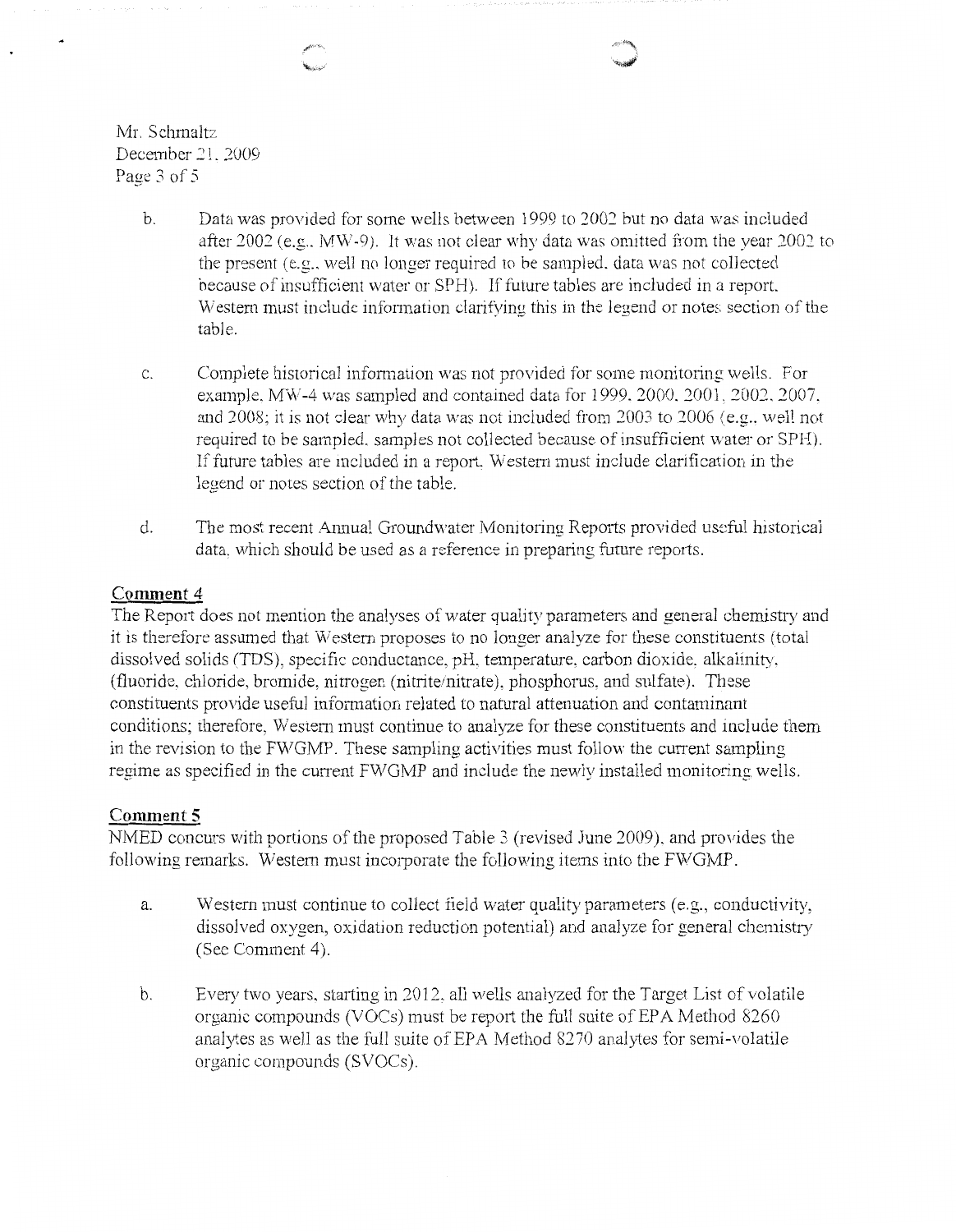b. Data was provided for some wells between 1999 to 2002 but no data was included after 2002 (e.g., MW-9). It was not clear why data was omitted from the year 2002 to the present (e.g., well no longer required to be sampled, data was not collected because of insufficient water or SPH). If future tables are included in a report, Western must include information clarifying this in the legend or notes section of the table.

c. Complete historical information was not provided for some monitoring wells. For example, MW-4 was sampled and contained data for 1999, 2000, 2001, 2002, 2007, and 2008; it is not clear why data was not included from 2003 to 2006 (e.g., well not required to be sampled, samples not collected because of insufficient water or SPH). If future tables are included in a report, Western must include clarification in the legend or notes section of the table.

d. The most recent Annual Groundwater Monitoring Reports provided useful historical data, which should be used as a reference in preparing future reports.

**Comment 4**

The Report does not mention the analyses of water quality parameters and general chemistry and it is therefore assumed that Western proposes to no longer analyze for these constituents (total dissolved solids (TDS), specific conductance, pH, temperature, carbon dioxide, alkalinity, (fluoride, chloride, bromide, nitrogen (nitrite/nitrate), phosphorus, and sulfate). These constituents provide useful information related to natural attenuation and contaminant conditions; therefore, Western must continue to analyze for these constituents and include them in the revision to the FWGMP. These sampling activities must follow the current sampling regime as specified in the current FWGMP and include the newly installed monitoring wells.

**Comment 5**

NMED concurs with portions of the proposed Table 3 (revised June 2009), and provides the following remarks. Western must incorporate the following items into the FWGMP.

a. Western must continue to collect field water quality parameters (e.g., conductivity, dissolved oxygen, oxidation reduction potential) and analyze for general chemistry (See Comment 4).

b. Every two years, starting in 2012, all wells analyzed for the Target List of volatile organic compounds (VOCs) must be report the full suite of EPA Method 8260 analytes as well as the full suite of EPA Method 8270 analytes for semi-volatile organic compounds (SVOCs).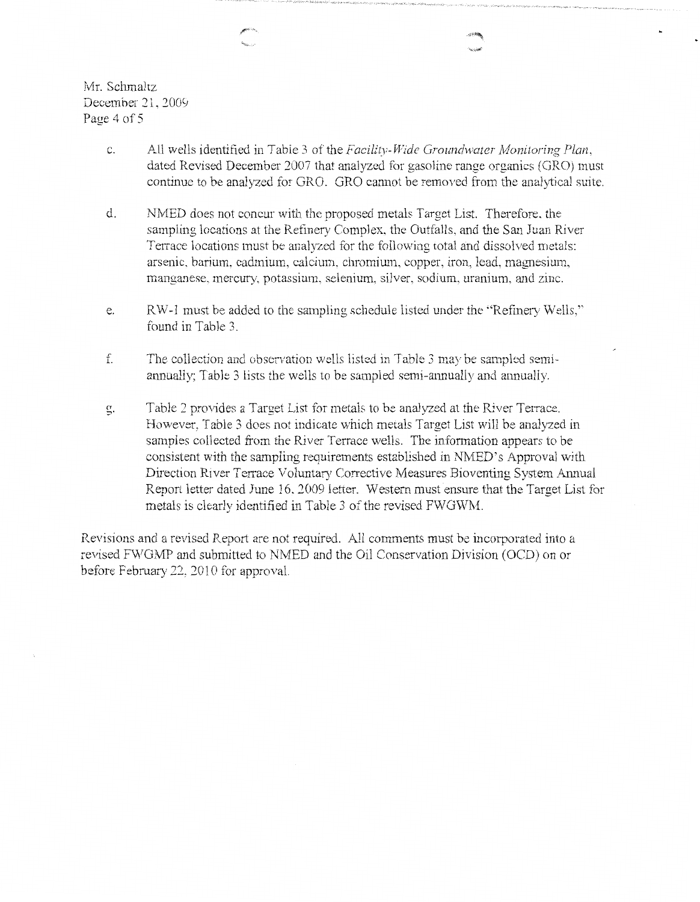c. All wells identified in Table 3 of the *Facility-Wide Groundwater Monitoring Plan*, dated Revised December 2007 that analyzed for gasoline range organics (GRO) must continue to be analyzed for GRO. GRO cannot be removed from the analytical suite.

d. NMED does not concur with the proposed metals Target List. Therefore, the sampling locations at the Refinery Complex, the Outfalls, and the San Juan River Terrace locations must be analyzed for the following total and dissolved metals: arsenic, barium, cadmium, calcium, chromium, copper, iron, lead, magnesium, manganese, mercury, potassium, selenium, silver, sodium, uranium, and zinc.

e. RW-1 must be added to the sampling schedule listed under the "Refinery Wells," found in Table 3.

f. The collection and observation wells listed in Table 3 may be sampled semi-annually; Table 3 lists the wells to be sampled semi-annually and annually.

g. Table 2 provides a Target List for metals to be analyzed at the River Terrace. However, Table 3 does not indicate which metals Target List will be analyzed in samples collected from the River Terrace wells. The information appears to be consistent with the sampling requirements established in NMED's Approval with Direction River Terrace Voluntary Corrective Measures Bioventing System Annual Report letter dated June 16, 2009 letter. Western must ensure that the Target List for metals is clearly identified in Table 3 of the revised FWGWM.

Revisions and a revised Report are not required. All comments must be incorporated into a revised FWGMP and submitted to NMED and the Oil Conservation Division (OCD) on or before February 22, 2010 for approval.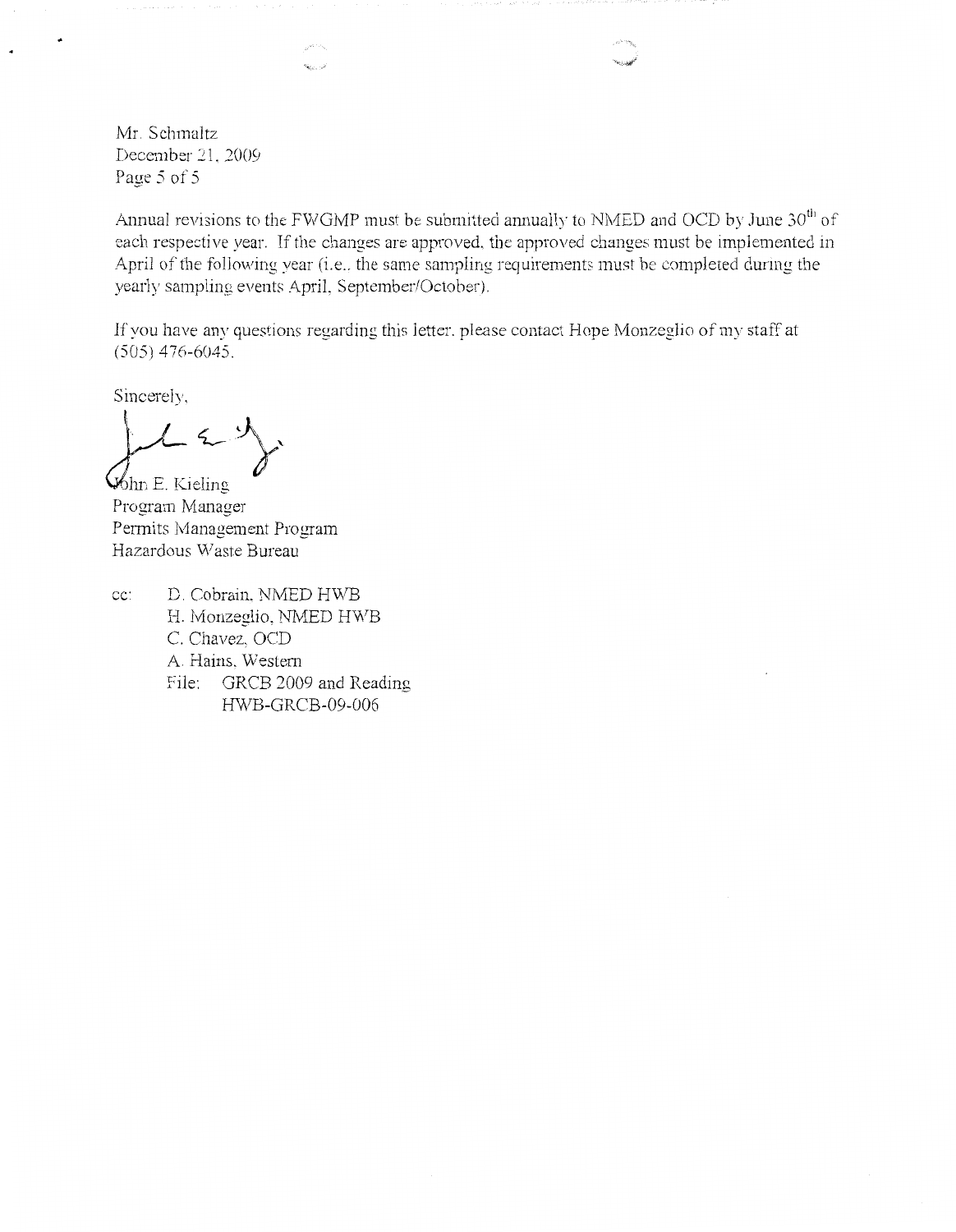Annual revisions to the FWGMP must be submitted annually to NMED and OCD by June 30th of each respective year. If the changes are approved, the approved changes must be implemented in April of the following year (i.e., the same sampling requirements must be completed during the yearly sampling events April, September/October).

If you have any questions regarding this letter, please contact Hope Monzeglio of my staff at (505) 476-6045.

Sincerely,

John E. Kieling
Program Manager
Permits Management Program
Hazardous Waste Bureau

cc: D. Cobrain, NMED HWB
H. Monzeglio, NMED HWB
C. Chavez, OCD
A. Hains, Western
File: GRCB 2009 and Reading
HWB-GRCB-09-006